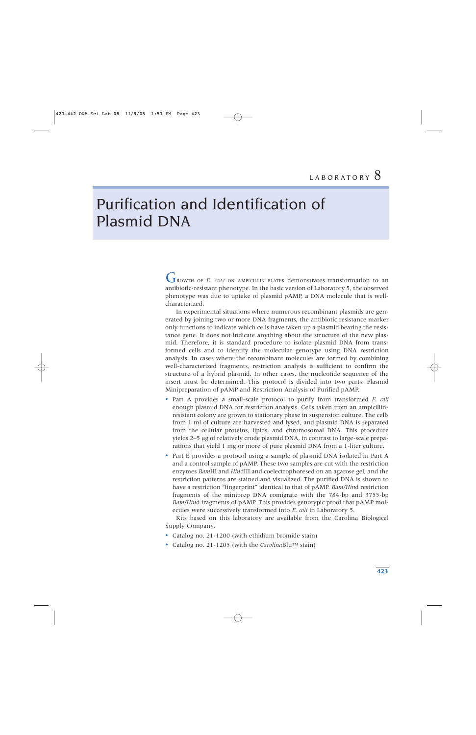LABORATORY 8

# Purification and Identification of Plasmid DNA

GROWTH OF *E. COLI* ON AMPICILLIN PLATES demonstrates transformation to an antibiotic-resistant phenotype. In the basic version of Laboratory 5, the observed phenotype was due to uptake of plasmid pAMP, a DNA molecule that is well-characterized.

In experimental situations where numerous recombinant plasmids are generated by joining two or more DNA fragments, the antibiotic resistance marker only functions to indicate which cells have taken up a plasmid bearing the resistance gene. It does not indicate anything about the structure of the new plasmid. Therefore, it is standard procedure to isolate plasmid DNA from transformed cells and to identify the molecular genotype using DNA restriction analysis. In cases where the recombinant molecules are formed by combining well-characterized fragments, restriction analysis is sufficient to confirm the structure of a hybrid plasmid. In other cases, the nucleotide sequence of the insert must be determined. This protocol is divided into two parts: Plasmid Minipreparation of pAMP and Restriction Analysis of Purified pAMP.

- Part A provides a small-scale protocol to purify from transformed *E. coli* enough plasmid DNA for restriction analysis. Cells taken from an ampicillin-resistant colony are grown to stationary phase in suspension culture. The cells from 1 ml of culture are harvested and lysed, and plasmid DNA is separated from the cellular proteins, lipids, and chromosomal DNA. This procedure yields 2–5 μg of relatively crude plasmid DNA, in contrast to large-scale preparations that yield 1 mg or more of pure plasmid DNA from a 1-liter culture.
- Part B provides a protocol using a sample of plasmid DNA isolated in Part A and a control sample of pAMP. These two samples are cut with the restriction enzymes *Bam*HI and *Hin*dIII and coelectrophoresed on an agarose gel, and the restriction patterns are stained and visualized. The purified DNA is shown to have a restriction "fingerprint" identical to that of pAMP. *Bam*/*Hin*d restriction fragments of the miniprep DNA comigrate with the 784-bp and 3755-bp *Bam*/*Hin*d fragments of pAMP. This provides genotypic proof that pAMP molecules were successively transformed into *E. coli* in Laboratory 5.

Kits based on this laboratory are available from the Carolina Biological Supply Company.

- Catalog no. 21-1200 (with ethidium bromide stain)
- Catalog no. 21-1205 (with the *Carolina*Blu™ stain)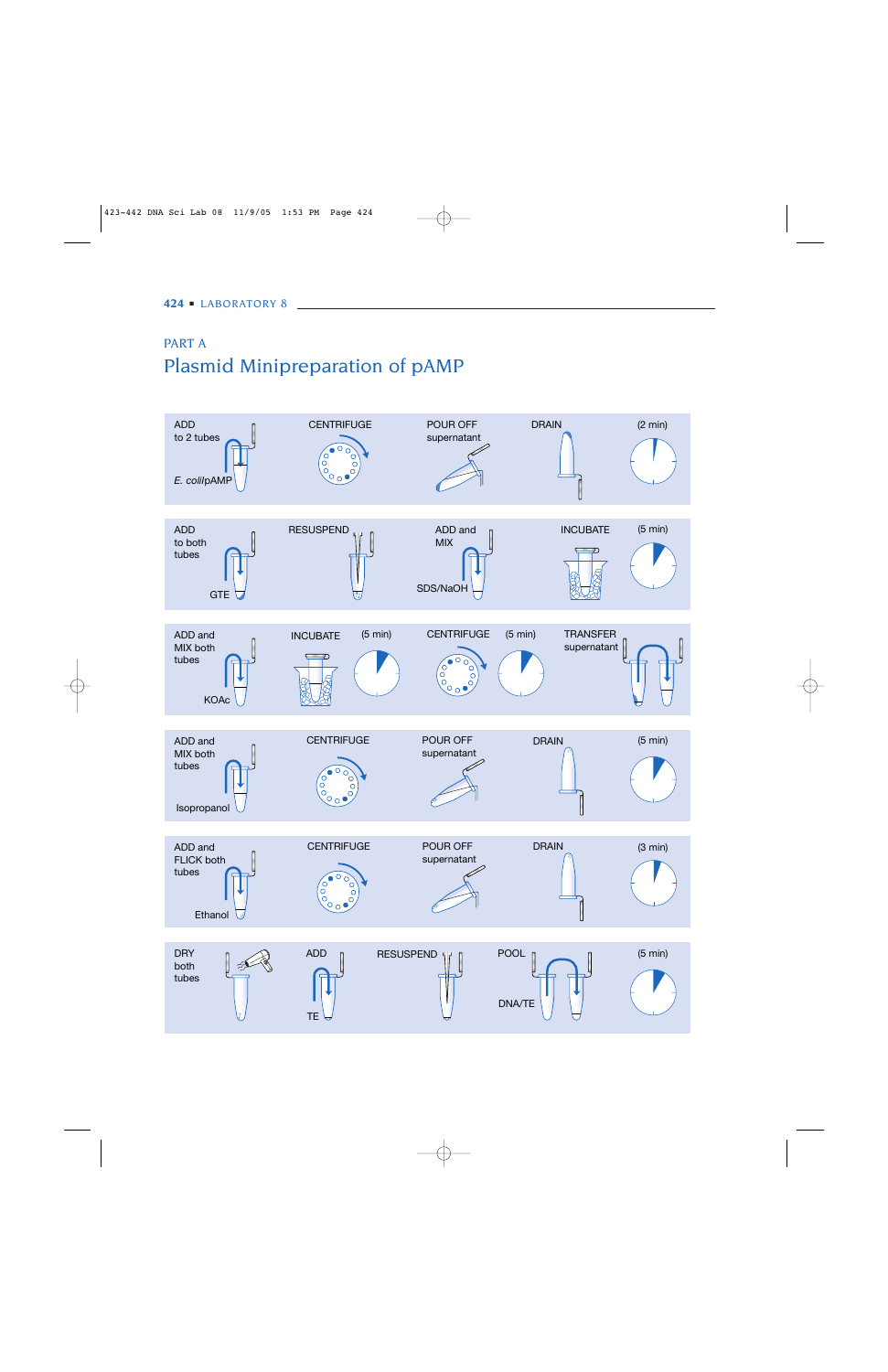## PART A

# Plasmid Minipreparation of pAMP

ADD to 2 tubes *E. coli*/pAMP — CENTRIFUGE — POUR OFF supernatant — DRAIN — (2 min)

ADD to both tubes GTE — RESUSPEND — ADD and MIX SDS/NaOH — INCUBATE — (5 min)

ADD and MIX both tubes KOAc — INCUBATE (5 min) — CENTRIFUGE (5 min) — TRANSFER supernatant

ADD and MIX both tubes Isopropanol — CENTRIFUGE — POUR OFF supernatant — DRAIN — (5 min)

ADD and FLICK both tubes Ethanol — CENTRIFUGE — POUR OFF supernatant — DRAIN — (3 min)

DRY both tubes — ADD TE — RESUSPEND — POOL DNA/TE — (5 min)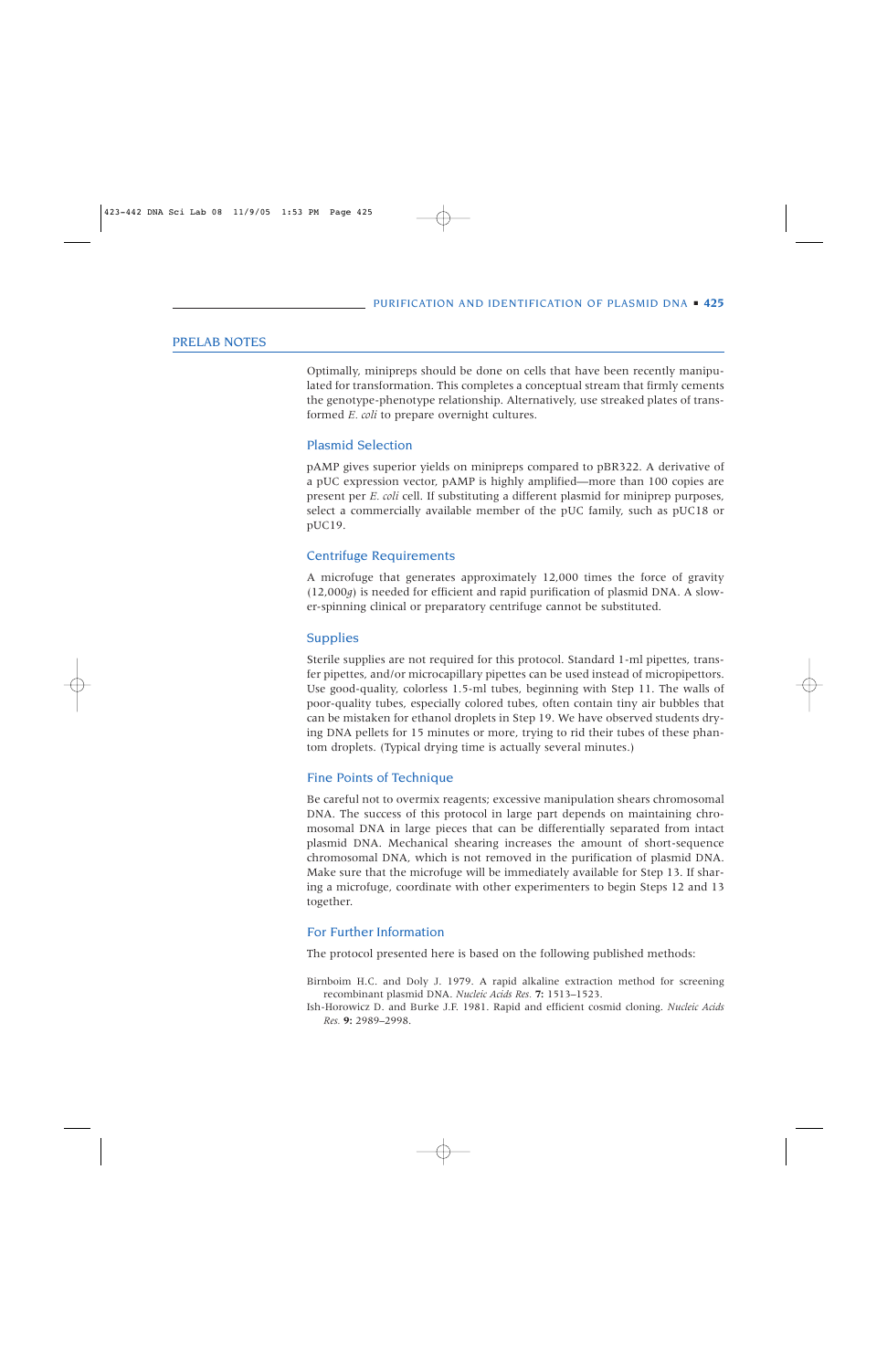## PRELAB NOTES

Optimally, minipreps should be done on cells that have been recently manipulated for transformation. This completes a conceptual stream that firmly cements the genotype-phenotype relationship. Alternatively, use streaked plates of transformed *E. coli* to prepare overnight cultures.

### Plasmid Selection

pAMP gives superior yields on minipreps compared to pBR322. A derivative of a pUC expression vector, pAMP is highly amplified—more than 100 copies are present per *E. coli* cell. If substituting a different plasmid for miniprep purposes, select a commercially available member of the pUC family, such as pUC18 or pUC19.

### Centrifuge Requirements

A microfuge that generates approximately 12,000 times the force of gravity (12,000*g*) is needed for efficient and rapid purification of plasmid DNA. A slower-spinning clinical or preparatory centrifuge cannot be substituted.

### Supplies

Sterile supplies are not required for this protocol. Standard 1-ml pipettes, transfer pipettes, and/or microcapillary pipettes can be used instead of micropipettors. Use good-quality, colorless 1.5-ml tubes, beginning with Step 11. The walls of poor-quality tubes, especially colored tubes, often contain tiny air bubbles that can be mistaken for ethanol droplets in Step 19. We have observed students drying DNA pellets for 15 minutes or more, trying to rid their tubes of these phantom droplets. (Typical drying time is actually several minutes.)

### Fine Points of Technique

Be careful not to overmix reagents; excessive manipulation shears chromosomal DNA. The success of this protocol in large part depends on maintaining chromosomal DNA in large pieces that can be differentially separated from intact plasmid DNA. Mechanical shearing increases the amount of short-sequence chromosomal DNA, which is not removed in the purification of plasmid DNA. Make sure that the microfuge will be immediately available for Step 13. If sharing a microfuge, coordinate with other experimenters to begin Steps 12 and 13 together.

### For Further Information

The protocol presented here is based on the following published methods:

Birnboim H.C. and Doly J. 1979. A rapid alkaline extraction method for screening recombinant plasmid DNA. *Nucleic Acids Res.* **7:** 1513–1523.

Ish-Horowicz D. and Burke J.F. 1981. Rapid and efficient cosmid cloning. *Nucleic Acids Res.* **9:** 2989–2998.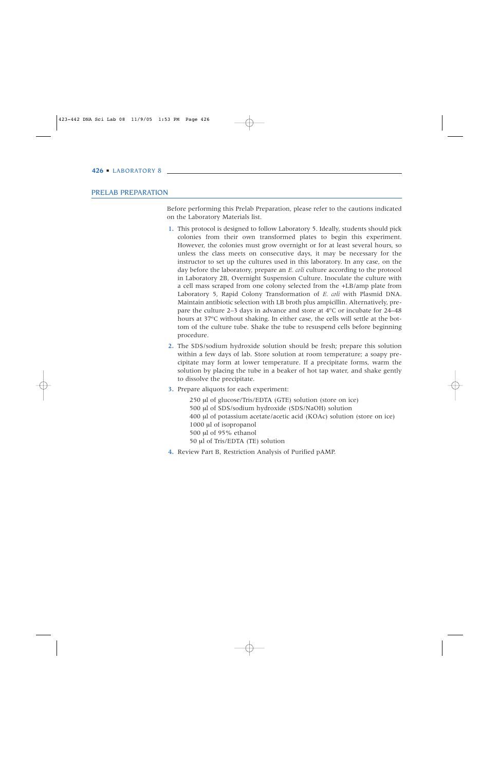## PRELAB PREPARATION

Before performing this Prelab Preparation, please refer to the cautions indicated on the Laboratory Materials list.

1. This protocol is designed to follow Laboratory 5. Ideally, students should pick colonies from their own transformed plates to begin this experiment. However, the colonies must grow overnight or for at least several hours, so unless the class meets on consecutive days, it may be necessary for the instructor to set up the cultures used in this laboratory. In any case, on the day before the laboratory, prepare an *E. coli* culture according to the protocol in Laboratory 2B, Overnight Suspension Culture. Inoculate the culture with a cell mass scraped from one colony selected from the +LB/amp plate from Laboratory 5, Rapid Colony Transformation of *E. coli* with Plasmid DNA. Maintain antibiotic selection with LB broth plus ampicillin. Alternatively, prepare the culture 2–3 days in advance and store at 4°C or incubate for 24–48 hours at 37°C without shaking. In either case, the cells will settle at the bottom of the culture tube. Shake the tube to resuspend cells before beginning procedure.
2. The SDS/sodium hydroxide solution should be fresh; prepare this solution within a few days of lab. Store solution at room temperature; a soapy precipitate may form at lower temperature. If a precipitate forms, warm the solution by placing the tube in a beaker of hot tap water, and shake gently to dissolve the precipitate.
3. Prepare aliquots for each experiment:

   250 µl of glucose/Tris/EDTA (GTE) solution (store on ice)
   500 µl of SDS/sodium hydroxide (SDS/NaOH) solution
   400 µl of potassium acetate/acetic acid (KOAc) solution (store on ice)
   1000 µl of isopropanol
   500 µl of 95% ethanol
   50 µl of Tris/EDTA (TE) solution

4. Review Part B, Restriction Analysis of Purified pAMP.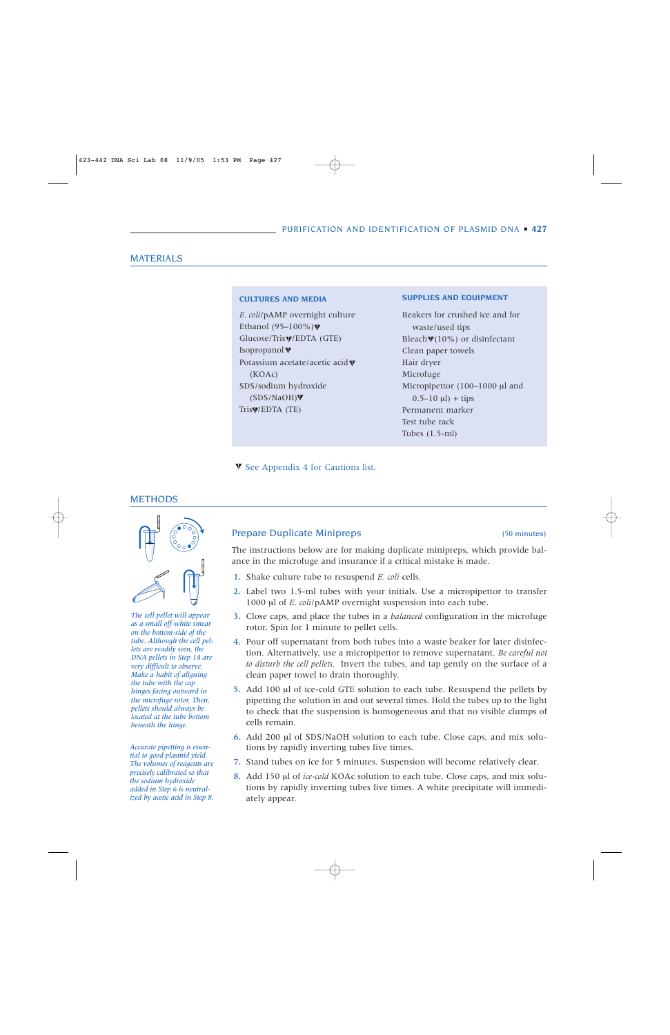## MATERIALS

**CULTURES AND MEDIA**

*E. coli*/pAMP overnight culture
Ethanol (95–100%)▼
Glucose/Tris▼/EDTA (GTE)
Isopropanol▼
Potassium acetate/acetic acid▼ (KOAc)
SDS/sodium hydroxide (SDS/NaOH)▼
Tris▼/EDTA (TE)

**SUPPLIES AND EQUIPMENT**

Beakers for crushed ice and for waste/used tips
Bleach▼(10%) or disinfectant
Clean paper towels
Hair dryer
Microfuge
Micropipettor (100–1000 µl and 0.5–10 µl) + tips
Permanent marker
Test tube rack
Tubes (1.5-ml)

▼ See Appendix 4 for Cautions list.

## METHODS

### Prepare Duplicate Minipreps (50 minutes)

The instructions below are for making duplicate minipreps, which provide balance in the microfuge and insurance if a critical mistake is made.

1. Shake culture tube to resuspend *E. coli* cells.
2. Label two 1.5-ml tubes with your initials. Use a micropipettor to transfer 1000 µl of *E. coli*/pAMP overnight suspension into each tube.
3. Close caps, and place the tubes in a *balanced* configuration in the microfuge rotor. Spin for 1 minute to pellet cells.
4. Pour off supernatant from both tubes into a waste beaker for later disinfection. Alternatively, use a micropipettor to remove supernatant. *Be careful not to disturb the cell pellets.* Invert the tubes, and tap gently on the surface of a clean paper towel to drain thoroughly.
5. Add 100 µl of ice-cold GTE solution to each tube. Resuspend the pellets by pipetting the solution in and out several times. Hold the tubes up to the light to check that the suspension is homogeneous and that no visible clumps of cells remain.
6. Add 200 µl of SDS/NaOH solution to each tube. Close caps, and mix solutions by rapidly inverting tubes five times.
7. Stand tubes on ice for 5 minutes. Suspension will become relatively clear.
8. Add 150 µl of *ice-cold* KOAc solution to each tube. Close caps, and mix solutions by rapidly inverting tubes five times. A white precipitate will immediately appear.

*The cell pellet will appear as a small off-white smear on the bottom-side of the tube. Although the cell pellets are readily seen, the DNA pellets in Step 14 are very difficult to observe. Make a habit of aligning the tube with the cap hinges facing outward in the microfuge rotor. Then, pellets should always be located at the tube bottom beneath the hinge.*

*Accurate pipetting is essential to good plasmid yield. The volumes of reagents are precisely calibrated so that the sodium hydroxide added in Step 6 is neutralized by acetic acid in Step 8.*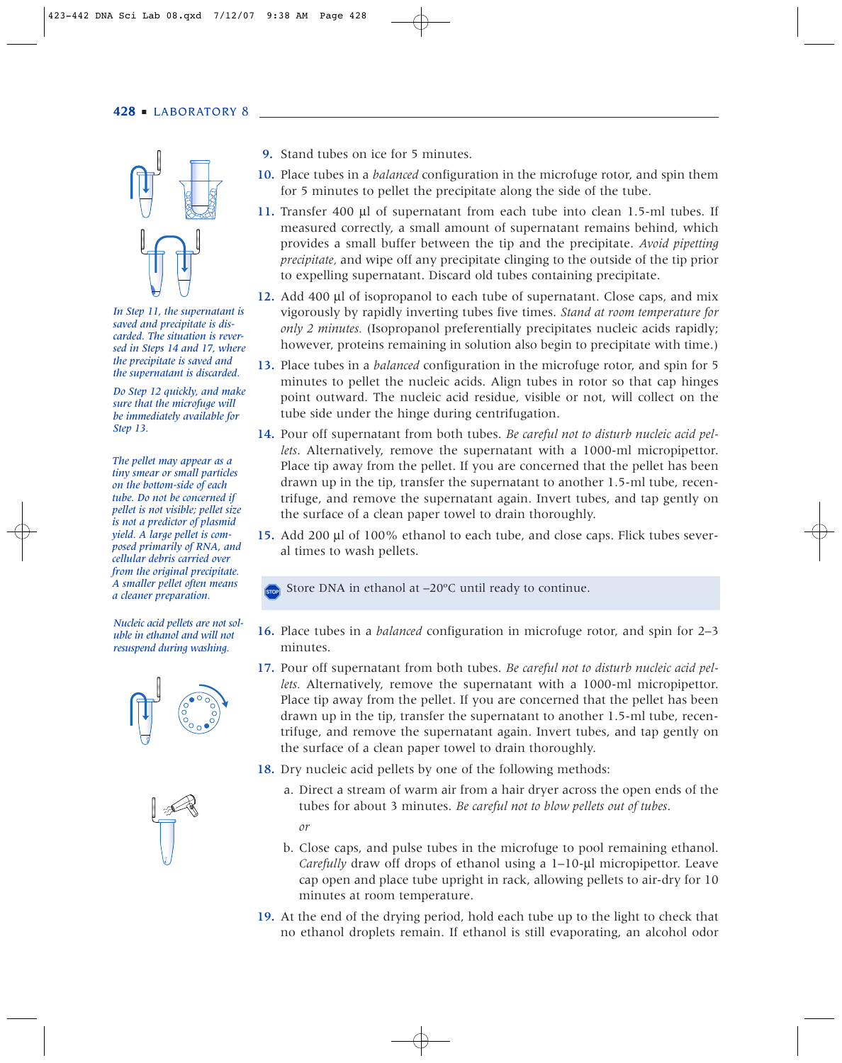9. Stand tubes on ice for 5 minutes.

10. Place tubes in a *balanced* configuration in the microfuge rotor, and spin them for 5 minutes to pellet the precipitate along the side of the tube.

11. Transfer 400 μl of supernatant from each tube into clean 1.5-ml tubes. If measured correctly, a small amount of supernatant remains behind, which provides a small buffer between the tip and the precipitate. *Avoid pipetting precipitate,* and wipe off any precipitate clinging to the outside of the tip prior to expelling supernatant. Discard old tubes containing precipitate.

*In Step 11, the supernatant is saved and precipitate is discarded. The situation is reversed in Steps 14 and 17, where the precipitate is saved and the supernatant is discarded.*

*Do Step 12 quickly, and make sure that the microfuge will be immediately available for Step 13.*

12. Add 400 μl of isopropanol to each tube of supernatant. Close caps, and mix vigorously by rapidly inverting tubes five times. *Stand at room temperature for only 2 minutes.* (Isopropanol preferentially precipitates nucleic acids rapidly; however, proteins remaining in solution also begin to precipitate with time.)

13. Place tubes in a *balanced* configuration in the microfuge rotor, and spin for 5 minutes to pellet the nucleic acids. Align tubes in rotor so that cap hinges point outward. The nucleic acid residue, visible or not, will collect on the tube side under the hinge during centrifugation.

*The pellet may appear as a tiny smear or small particles on the bottom-side of each tube. Do not be concerned if pellet is not visible; pellet size is not a predictor of plasmid yield. A large pellet is composed primarily of RNA, and cellular debris carried over from the original precipitate. A smaller pellet often means a cleaner preparation.*

14. Pour off supernatant from both tubes. *Be careful not to disturb nucleic acid pellets.* Alternatively, remove the supernatant with a 1000-ml micropipettor. Place tip away from the pellet. If you are concerned that the pellet has been drawn up in the tip, transfer the supernatant to another 1.5-ml tube, recentrifuge, and remove the supernatant again. Invert tubes, and tap gently on the surface of a clean paper towel to drain thoroughly.

*Nucleic acid pellets are not soluble in ethanol and will not resuspend during washing.*

15. Add 200 μl of 100% ethanol to each tube, and close caps. Flick tubes several times to wash pellets.

> STOP Store DNA in ethanol at –20°C until ready to continue.

16. Place tubes in a *balanced* configuration in microfuge rotor, and spin for 2–3 minutes.

17. Pour off supernatant from both tubes. *Be careful not to disturb nucleic acid pellets.* Alternatively, remove the supernatant with a 1000-ml micropipettor. Place tip away from the pellet. If you are concerned that the pellet has been drawn up in the tip, transfer the supernatant to another 1.5-ml tube, recentrifuge, and remove the supernatant again. Invert tubes, and tap gently on the surface of a clean paper towel to drain thoroughly.

18. Dry nucleic acid pellets by one of the following methods:

    a. Direct a stream of warm air from a hair dryer across the open ends of the tubes for about 3 minutes. *Be careful not to blow pellets out of tubes.*

    *or*

    b. Close caps, and pulse tubes in the microfuge to pool remaining ethanol. *Carefully* draw off drops of ethanol using a 1–10-μl micropipettor. Leave cap open and place tube upright in rack, allowing pellets to air-dry for 10 minutes at room temperature.

19. At the end of the drying period, hold each tube up to the light to check that no ethanol droplets remain. If ethanol is still evaporating, an alcohol odor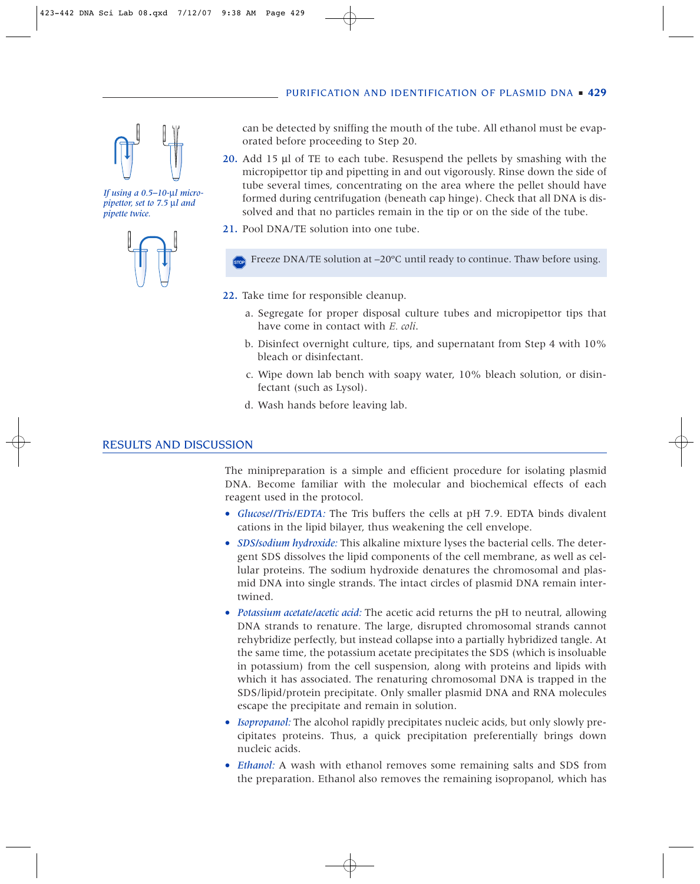can be detected by sniffing the mouth of the tube. All ethanol must be evaporated before proceeding to Step 20.

*If using a 0.5–10-µl micropipettor, set to 7.5 µl and pipette twice.*

20. Add 15 µl of TE to each tube. Resuspend the pellets by smashing with the micropipettor tip and pipetting in and out vigorously. Rinse down the side of tube several times, concentrating on the area where the pellet should have formed during centrifugation (beneath cap hinge). Check that all DNA is dissolved and that no particles remain in the tip or on the side of the tube.

21. Pool DNA/TE solution into one tube.

STOP Freeze DNA/TE solution at –20°C until ready to continue. Thaw before using.

22. Take time for responsible cleanup.

    a. Segregate for proper disposal culture tubes and micropipettor tips that have come in contact with *E. coli*.

    b. Disinfect overnight culture, tips, and supernatant from Step 4 with 10% bleach or disinfectant.

    c. Wipe down lab bench with soapy water, 10% bleach solution, or disinfectant (such as Lysol).

    d. Wash hands before leaving lab.

## RESULTS AND DISCUSSION

The minipreparation is a simple and efficient procedure for isolating plasmid DNA. Become familiar with the molecular and biochemical effects of each reagent used in the protocol.

- *Glucose//Tris/EDTA:* The Tris buffers the cells at pH 7.9. EDTA binds divalent cations in the lipid bilayer, thus weakening the cell envelope.
- *SDS/sodium hydroxide:* This alkaline mixture lyses the bacterial cells. The detergent SDS dissolves the lipid components of the cell membrane, as well as cellular proteins. The sodium hydroxide denatures the chromosomal and plasmid DNA into single strands. The intact circles of plasmid DNA remain intertwined.
- *Potassium acetate/acetic acid:* The acetic acid returns the pH to neutral, allowing DNA strands to renature. The large, disrupted chromosomal strands cannot rehybridize perfectly, but instead collapse into a partially hybridized tangle. At the same time, the potassium acetate precipitates the SDS (which is insoluable in potassium) from the cell suspension, along with proteins and lipids with which it has associated. The renaturing chromosomal DNA is trapped in the SDS/lipid/protein precipitate. Only smaller plasmid DNA and RNA molecules escape the precipitate and remain in solution.
- *Isopropanol:* The alcohol rapidly precipitates nucleic acids, but only slowly precipitates proteins. Thus, a quick precipitation preferentially brings down nucleic acids.
- *Ethanol:* A wash with ethanol removes some remaining salts and SDS from the preparation. Ethanol also removes the remaining isopropanol, which has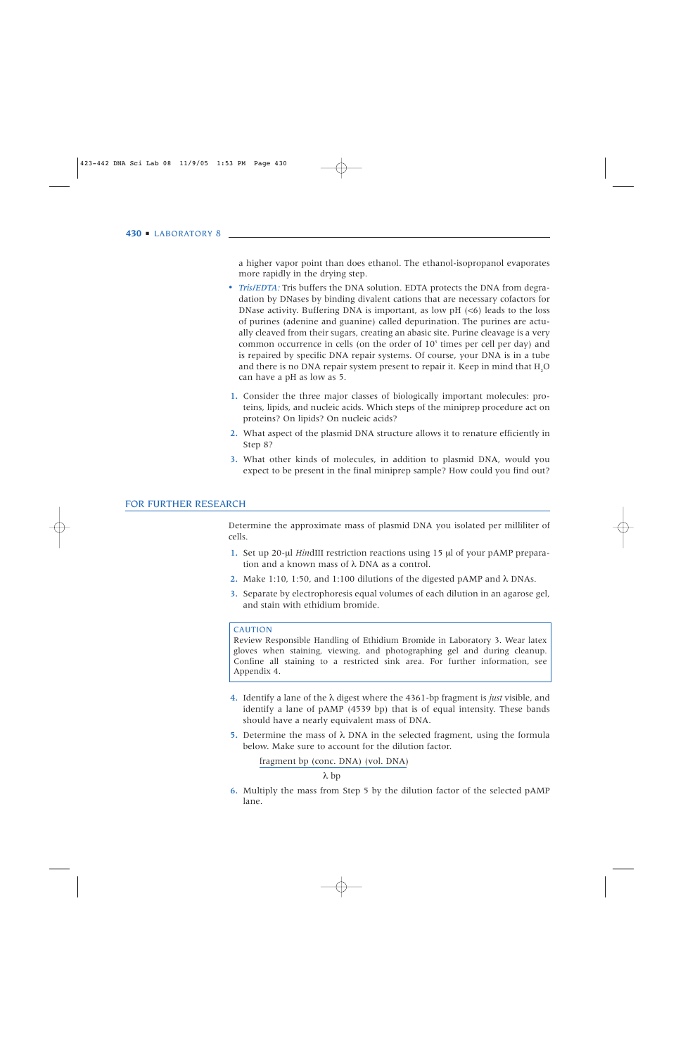a higher vapor point than does ethanol. The ethanol-isopropanol evaporates more rapidly in the drying step.

- *Tris/EDTA:* Tris buffers the DNA solution. EDTA protects the DNA from degradation by DNases by binding divalent cations that are necessary cofactors for DNase activity. Buffering DNA is important, as low pH (<6) leads to the loss of purines (adenine and guanine) called depurination. The purines are actually cleaved from their sugars, creating an abasic site. Purine cleavage is a very common occurrence in cells (on the order of $10^5$ times per cell per day) and is repaired by specific DNA repair systems. Of course, your DNA is in a tube and there is no DNA repair system present to repair it. Keep in mind that $H_2O$ can have a pH as low as 5.

1. Consider the three major classes of biologically important molecules: proteins, lipids, and nucleic acids. Which steps of the miniprep procedure act on proteins? On lipids? On nucleic acids?
2. What aspect of the plasmid DNA structure allows it to renature efficiently in Step 8?
3. What other kinds of molecules, in addition to plasmid DNA, would you expect to be present in the final miniprep sample? How could you find out?

## FOR FURTHER RESEARCH

Determine the approximate mass of plasmid DNA you isolated per milliliter of cells.

1. Set up 20-µl *Hin*dIII restriction reactions using 15 µl of your pAMP preparation and a known mass of λ DNA as a control.
2. Make 1:10, 1:50, and 1:100 dilutions of the digested pAMP and λ DNAs.
3. Separate by electrophoresis equal volumes of each dilution in an agarose gel, and stain with ethidium bromide.

> CAUTION
> Review Responsible Handling of Ethidium Bromide in Laboratory 3. Wear latex gloves when staining, viewing, and photographing gel and during cleanup. Confine all staining to a restricted sink area. For further information, see Appendix 4.

4. Identify a lane of the λ digest where the 4361-bp fragment is *just* visible, and identify a lane of pAMP (4539 bp) that is of equal intensity. These bands should have a nearly equivalent mass of DNA.
5. Determine the mass of λ DNA in the selected fragment, using the formula below. Make sure to account for the dilution factor.

$$\frac{\text{fragment bp (conc. DNA) (vol. DNA)}}{\lambda\ \text{bp}}$$

6. Multiply the mass from Step 5 by the dilution factor of the selected pAMP lane.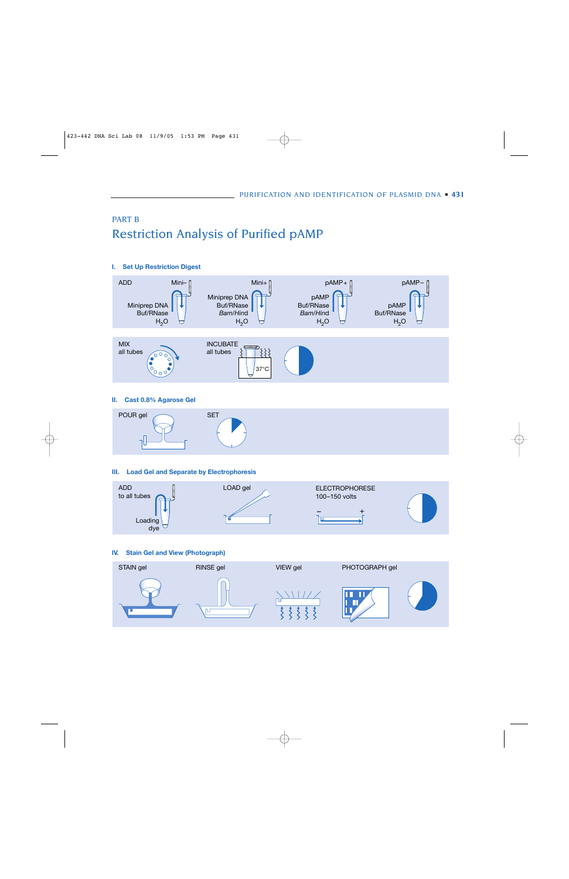PART B

# Restriction Analysis of Purified pAMP

### I. Set Up Restriction Digest

ADD

Mini–
Miniprep DNA
Buf/RNase
$H_2O$

Mini+
Miniprep DNA
Buf/RNase
*Bam/Hind*
$H_2O$

pAMP+
pAMP
Buf/RNase
*Bam/Hind*
$H_2O$

pAMP–
pAMP
Buf/RNase
$H_2O$

MIX
all tubes

INCUBATE
all tubes

37°C

### II. Cast 0.8% Agarose Gel

POUR gel

SET

### III. Load Gel and Separate by Electrophoresis

ADD
to all tubes

Loading
dye

LOAD gel

ELECTROPHORESE
100–150 volts

– +

### IV. Stain Gel and View (Photograph)

STAIN gel

RINSE gel

VIEW gel

PHOTOGRAPH gel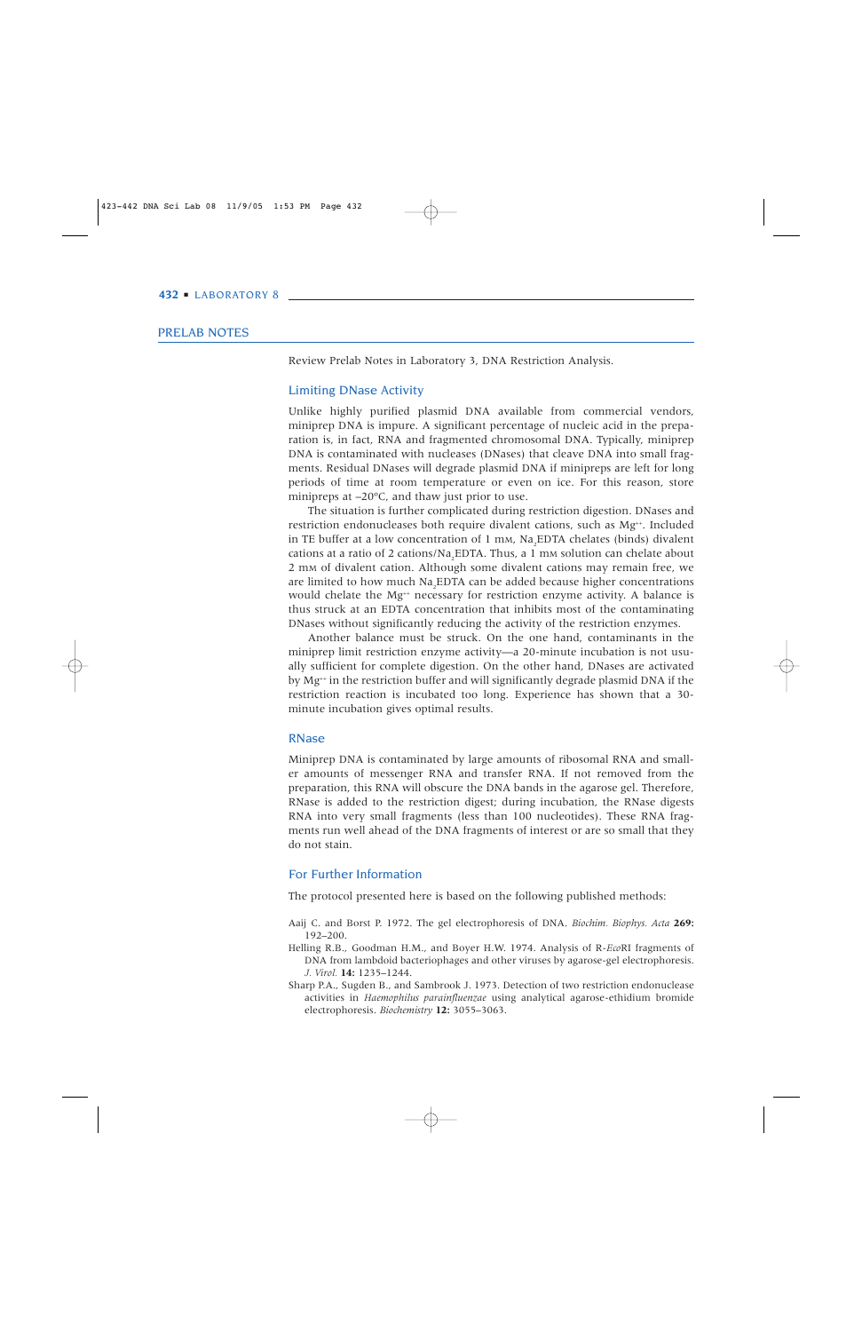## PRELAB NOTES

Review Prelab Notes in Laboratory 3, DNA Restriction Analysis.

### Limiting DNase Activity

Unlike highly purified plasmid DNA available from commercial vendors, miniprep DNA is impure. A significant percentage of nucleic acid in the preparation is, in fact, RNA and fragmented chromosomal DNA. Typically, miniprep DNA is contaminated with nucleases (DNases) that cleave DNA into small fragments. Residual DNases will degrade plasmid DNA if minipreps are left for long periods of time at room temperature or even on ice. For this reason, store minipreps at –20°C, and thaw just prior to use.

The situation is further complicated during restriction digestion. DNases and restriction endonucleases both require divalent cations, such as $Mg^{++}$. Included in TE buffer at a low concentration of 1 mM, $Na_2EDTA$ chelates (binds) divalent cations at a ratio of 2 cations/$Na_2EDTA$. Thus, a 1 mM solution can chelate about 2 mM of divalent cation. Although some divalent cations may remain free, we are limited to how much $Na_2EDTA$ can be added because higher concentrations would chelate the $Mg^{++}$ necessary for restriction enzyme activity. A balance is thus struck at an EDTA concentration that inhibits most of the contaminating DNases without significantly reducing the activity of the restriction enzymes.

Another balance must be struck. On the one hand, contaminants in the miniprep limit restriction enzyme activity—a 20-minute incubation is not usually sufficient for complete digestion. On the other hand, DNases are activated by $Mg^{++}$ in the restriction buffer and will significantly degrade plasmid DNA if the restriction reaction is incubated too long. Experience has shown that a 30-minute incubation gives optimal results.

### RNase

Miniprep DNA is contaminated by large amounts of ribosomal RNA and smaller amounts of messenger RNA and transfer RNA. If not removed from the preparation, this RNA will obscure the DNA bands in the agarose gel. Therefore, RNase is added to the restriction digest; during incubation, the RNase digests RNA into very small fragments (less than 100 nucleotides). These RNA fragments run well ahead of the DNA fragments of interest or are so small that they do not stain.

### For Further Information

The protocol presented here is based on the following published methods:

Aaij C. and Borst P. 1972. The gel electrophoresis of DNA. *Biochim. Biophys. Acta* **269:** 192–200.

Helling R.B., Goodman H.M., and Boyer H.W. 1974. Analysis of R-*Eco*RI fragments of DNA from lambdoid bacteriophages and other viruses by agarose-gel electrophoresis. *J. Virol.* **14:** 1235–1244.

Sharp P.A., Sugden B., and Sambrook J. 1973. Detection of two restriction endonuclease activities in *Haemophilus parainfluenzae* using analytical agarose-ethidium bromide electrophoresis. *Biochemistry* **12:** 3055–3063.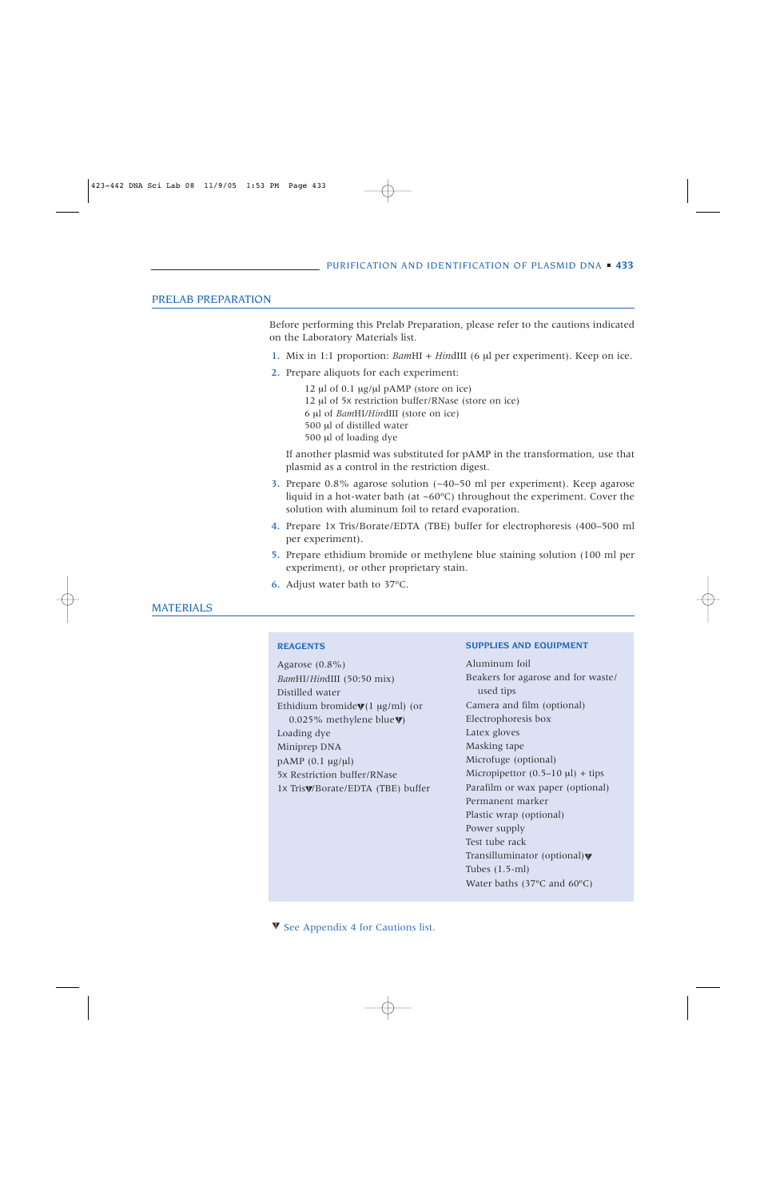## PRELAB PREPARATION

Before performing this Prelab Preparation, please refer to the cautions indicated on the Laboratory Materials list.

1. Mix in 1:1 proportion: *Bam*HI + *Hin*dIII (6 µl per experiment). Keep on ice.
2. Prepare aliquots for each experiment:

   12 µl of 0.1 µg/µl pAMP (store on ice)
   12 µl of 5x restriction buffer/RNase (store on ice)
   6 µl of *Bam*HI/*Hin*dIII (store on ice)
   500 µl of distilled water
   500 µl of loading dye

   If another plasmid was substituted for pAMP in the transformation, use that plasmid as a control in the restriction digest.
3. Prepare 0.8% agarose solution (~40–50 ml per experiment). Keep agarose liquid in a hot-water bath (at ~60°C) throughout the experiment. Cover the solution with aluminum foil to retard evaporation.
4. Prepare 1x Tris/Borate/EDTA (TBE) buffer for electrophoresis (400–500 ml per experiment).
5. Prepare ethidium bromide or methylene blue staining solution (100 ml per experiment), or other proprietary stain.
6. Adjust water bath to 37°C.

## MATERIALS

### REAGENTS

Agarose (0.8%)
*Bam*HI/*Hin*dIII (50:50 mix)
Distilled water
Ethidium bromide▼(1 µg/ml) (or 0.025% methylene blue▼)
Loading dye
Miniprep DNA
pAMP (0.1 µg/µl)
5x Restriction buffer/RNase
1x Tris▼/Borate/EDTA (TBE) buffer

### SUPPLIES AND EQUIPMENT

Aluminum foil
Beakers for agarose and for waste/used tips
Camera and film (optional)
Electrophoresis box
Latex gloves
Masking tape
Microfuge (optional)
Micropipettor (0.5–10 µl) + tips
Parafilm or wax paper (optional)
Permanent marker
Plastic wrap (optional)
Power supply
Test tube rack
Transilluminator (optional)▼
Tubes (1.5-ml)
Water baths (37°C and 60°C)

▼ See Appendix 4 for Cautions list.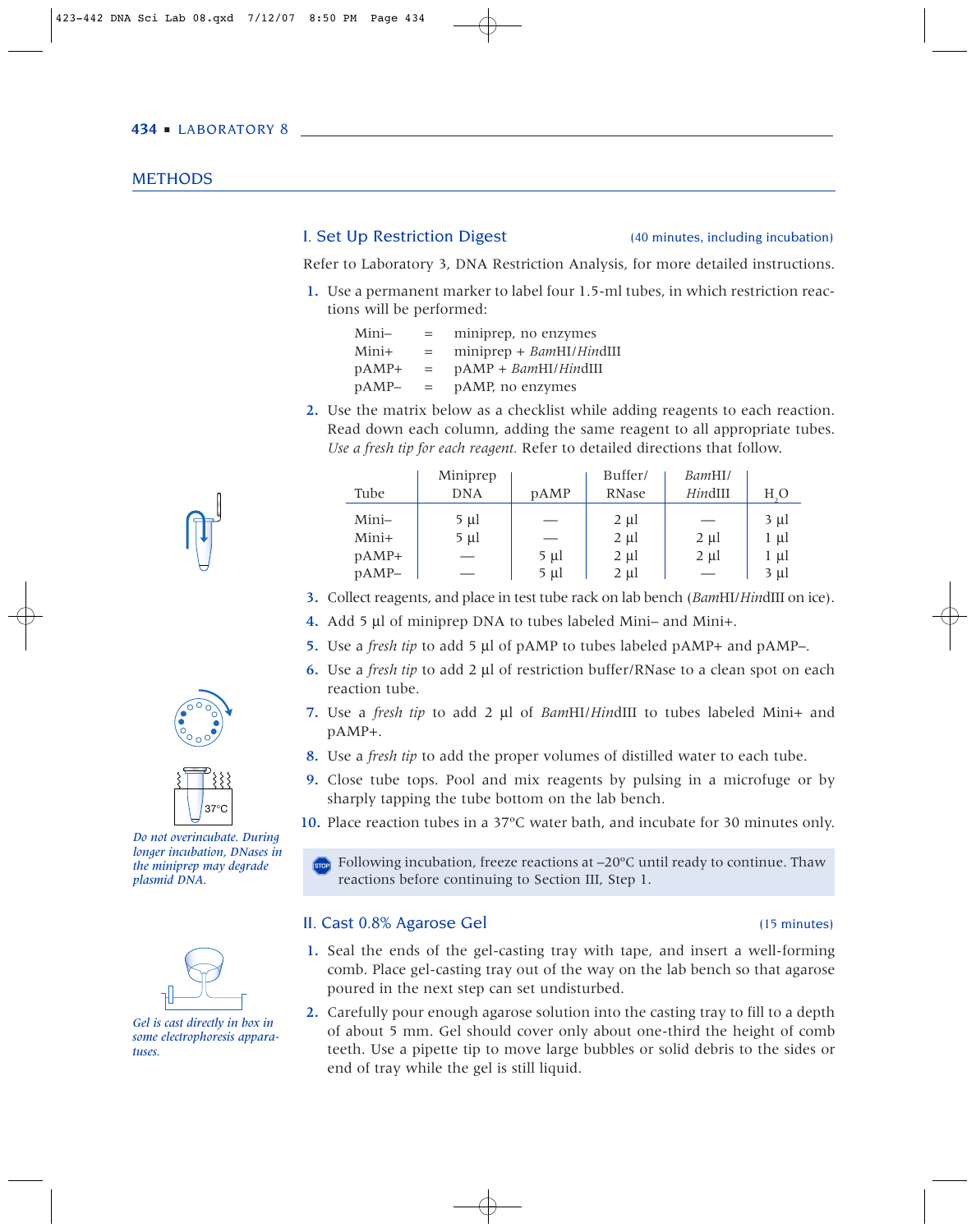## METHODS

### I. Set Up Restriction Digest

(40 minutes, including incubation)

Refer to Laboratory 3, DNA Restriction Analysis, for more detailed instructions.

1. Use a permanent marker to label four 1.5-ml tubes, in which restriction reactions will be performed:

   Mini– = miniprep, no enzymes
   Mini+ = miniprep + *Bam*HI/*Hin*dIII
   pAMP+ = pAMP + *Bam*HI/*Hin*dIII
   pAMP– = pAMP, no enzymes

2. Use the matrix below as a checklist while adding reagents to each reaction. Read down each column, adding the same reagent to all appropriate tubes. *Use a fresh tip for each reagent.* Refer to detailed directions that follow.

| Tube | Miniprep DNA | pAMP | Buffer/ RNase | *Bam*HI/ *Hin*dIII | $H_2O$ |
|---|---|---|---|---|---|
| Mini– | 5 µl | — | 2 µl | — | 3 µl |
| Mini+ | 5 µl | — | 2 µl | 2 µl | 1 µl |
| pAMP+ | — | 5 µl | 2 µl | 2 µl | 1 µl |
| pAMP– | — | 5 µl | 2 µl | — | 3 µl |

3. Collect reagents, and place in test tube rack on lab bench (*Bam*HI/*Hin*dIII on ice).
4. Add 5 µl of miniprep DNA to tubes labeled Mini– and Mini+.
5. Use a *fresh tip* to add 5 µl of pAMP to tubes labeled pAMP+ and pAMP–.
6. Use a *fresh tip* to add 2 µl of restriction buffer/RNase to a clean spot on each reaction tube.
7. Use a *fresh tip* to add 2 µl of *Bam*HI/*Hin*dIII to tubes labeled Mini+ and pAMP+.
8. Use a *fresh tip* to add the proper volumes of distilled water to each tube.
9. Close tube tops. Pool and mix reagents by pulsing in a microfuge or by sharply tapping the tube bottom on the lab bench.
10. Place reaction tubes in a 37°C water bath, and incubate for 30 minutes only.

*Do not overincubate. During longer incubation, DNases in the miniprep may degrade plasmid DNA.*

STOP Following incubation, freeze reactions at –20°C until ready to continue. Thaw reactions before continuing to Section III, Step 1.

### II. Cast 0.8% Agarose Gel

(15 minutes)

1. Seal the ends of the gel-casting tray with tape, and insert a well-forming comb. Place gel-casting tray out of the way on the lab bench so that agarose poured in the next step can set undisturbed.
2. Carefully pour enough agarose solution into the casting tray to fill to a depth of about 5 mm. Gel should cover only about one-third the height of comb teeth. Use a pipette tip to move large bubbles or solid debris to the sides or end of tray while the gel is still liquid.

*Gel is cast directly in box in some electrophoresis apparatuses.*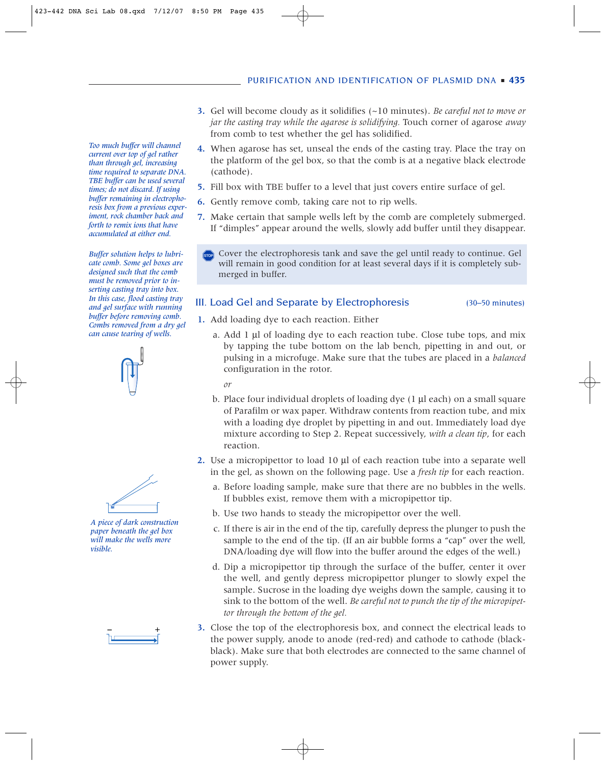3. Gel will become cloudy as it solidifies (~10 minutes). *Be careful not to move or jar the casting tray while the agarose is solidifying.* Touch corner of agarose *away* from comb to test whether the gel has solidified.

*Too much buffer will channel current over top of gel rather than through gel, increasing time required to separate DNA. TBE buffer can be used several times; do not discard. If using buffer remaining in electrophoresis box from a previous experiment, rock chamber back and forth to remix ions that have accumulated at either end.*

4. When agarose has set, unseal the ends of the casting tray. Place the tray on the platform of the gel box, so that the comb is at a negative black electrode (cathode).
5. Fill box with TBE buffer to a level that just covers entire surface of gel.
6. Gently remove comb, taking care not to rip wells.
7. Make certain that sample wells left by the comb are completely submerged. If "dimples" appear around the wells, slowly add buffer until they disappear.

*Buffer solution helps to lubricate comb. Some gel boxes are designed such that the comb must be removed prior to inserting casting tray into box. In this case, flood casting tray and gel surface with running buffer before removing comb. Combs removed from a dry gel can cause tearing of wells.*

STOP Cover the electrophoresis tank and save the gel until ready to continue. Gel will remain in good condition for at least several days if it is completely submerged in buffer.

## III. Load Gel and Separate by Electrophoresis (30–50 minutes)

1. Add loading dye to each reaction. Either
   a. Add 1 µl of loading dye to each reaction tube. Close tube tops, and mix by tapping the tube bottom on the lab bench, pipetting in and out, or pulsing in a microfuge. Make sure that the tubes are placed in a *balanced* configuration in the rotor.

   *or*

   b. Place four individual droplets of loading dye (1 µl each) on a small square of Parafilm or wax paper. Withdraw contents from reaction tube, and mix with a loading dye droplet by pipetting in and out. Immediately load dye mixture according to Step 2. Repeat successively, *with a clean tip*, for each reaction.
2. Use a micropipettor to load 10 µl of each reaction tube into a separate well in the gel, as shown on the following page. Use a *fresh tip* for each reaction.
   a. Before loading sample, make sure that there are no bubbles in the wells. If bubbles exist, remove them with a micropipettor tip.
   b. Use two hands to steady the micropipettor over the well.
   c. If there is air in the end of the tip, carefully depress the plunger to push the sample to the end of the tip. (If an air bubble forms a "cap" over the well, DNA/loading dye will flow into the buffer around the edges of the well.)
   d. Dip a micropipettor tip through the surface of the buffer, center it over the well, and gently depress micropipettor plunger to slowly expel the sample. Sucrose in the loading dye weighs down the sample, causing it to sink to the bottom of the well. *Be careful not to punch the tip of the micropipettor through the bottom of the gel.*

*A piece of dark construction paper beneath the gel box will make the wells more visible.*

3. Close the top of the electrophoresis box, and connect the electrical leads to the power supply, anode to anode (red-red) and cathode to cathode (black-black). Make sure that both electrodes are connected to the same channel of power supply.

− +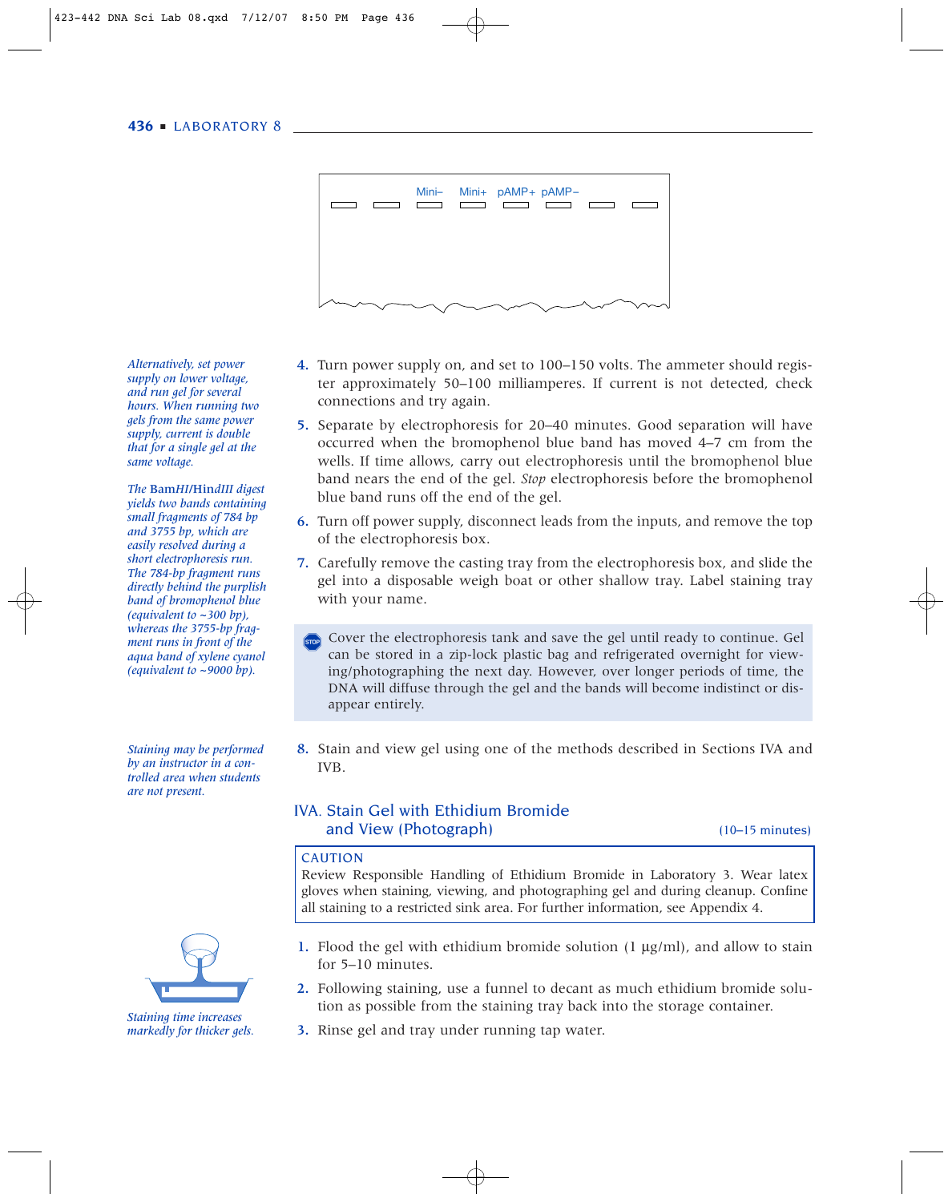Mini– Mini+ pAMP+ pAMP–

*Alternatively, set power supply on lower voltage, and run gel for several hours. When running two gels from the same power supply, current is double that for a single gel at the same voltage.*

4. Turn power supply on, and set to 100–150 volts. The ammeter should register approximately 50–100 milliamperes. If current is not detected, check connections and try again.

*The* **BamHI/HindIII** *digest yields two bands containing small fragments of 784 bp and 3755 bp, which are easily resolved during a short electrophoresis run. The 784-bp fragment runs directly behind the purplish band of bromophenol blue (equivalent to ~300 bp), whereas the 3755-bp fragment runs in front of the aqua band of xylene cyanol (equivalent to ~9000 bp).*

5. Separate by electrophoresis for 20–40 minutes. Good separation will have occurred when the bromophenol blue band has moved 4–7 cm from the wells. If time allows, carry out electrophoresis until the bromophenol blue band nears the end of the gel. *Stop* electrophoresis before the bromophenol blue band runs off the end of the gel.

6. Turn off power supply, disconnect leads from the inputs, and remove the top of the electrophoresis box.

7. Carefully remove the casting tray from the electrophoresis box, and slide the gel into a disposable weigh boat or other shallow tray. Label staining tray with your name.

> STOP Cover the electrophoresis tank and save the gel until ready to continue. Gel can be stored in a zip-lock plastic bag and refrigerated overnight for viewing/photographing the next day. However, over longer periods of time, the DNA will diffuse through the gel and the bands will become indistinct or disappear entirely.

*Staining may be performed by an instructor in a controlled area when students are not present.*

8. Stain and view gel using one of the methods described in Sections IVA and IVB.

## IVA. Stain Gel with Ethidium Bromide and View (Photograph)

(10–15 minutes)

> **CAUTION**
> Review Responsible Handling of Ethidium Bromide in Laboratory 3. Wear latex gloves when staining, viewing, and photographing gel and during cleanup. Confine all staining to a restricted sink area. For further information, see Appendix 4.

1. Flood the gel with ethidium bromide solution (1 µg/ml), and allow to stain for 5–10 minutes.

2. Following staining, use a funnel to decant as much ethidium bromide solution as possible from the staining tray back into the storage container.

3. Rinse gel and tray under running tap water.

*Staining time increases markedly for thicker gels.*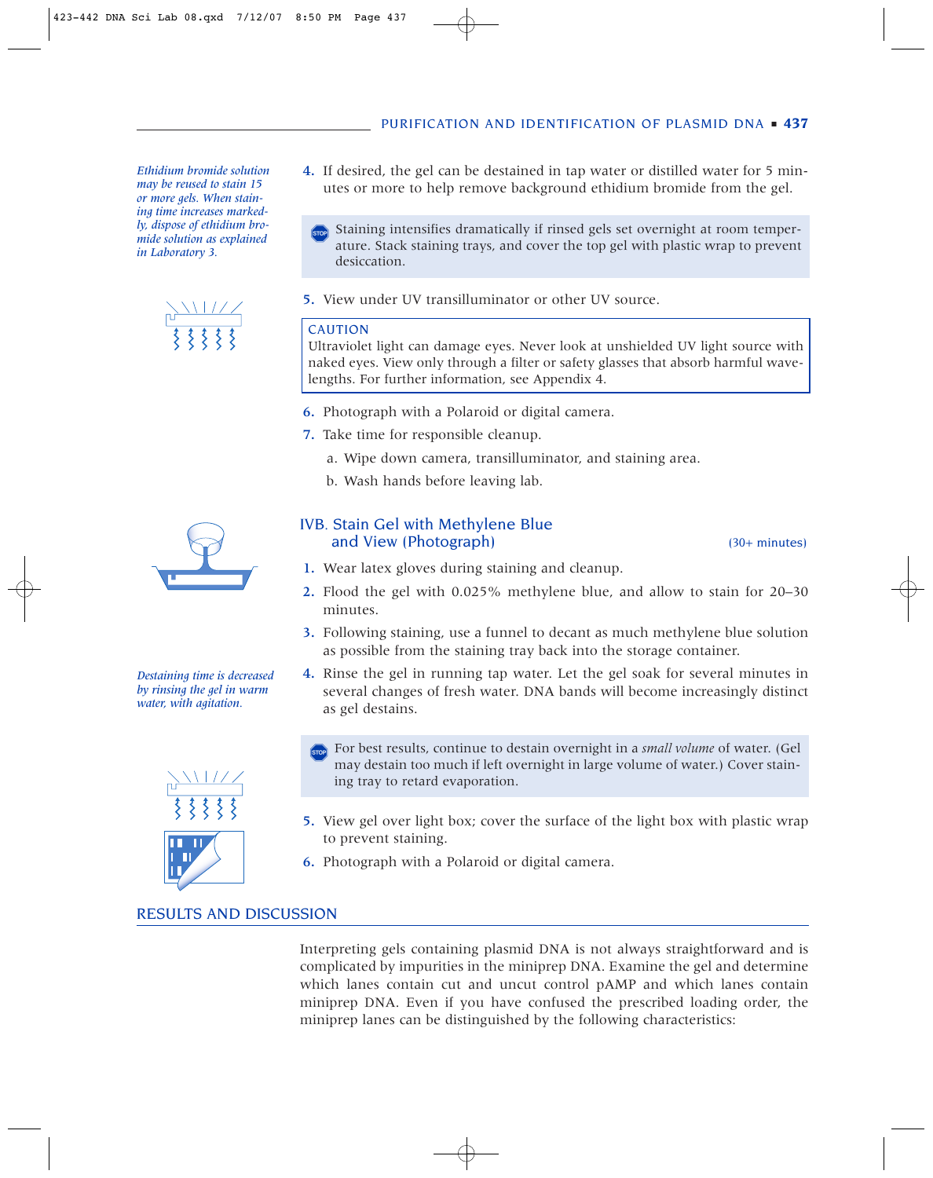*Ethidium bromide solution may be reused to stain 15 or more gels. When staining time increases markedly, dispose of ethidium bromide solution as explained in Laboratory 3.*

4. If desired, the gel can be destained in tap water or distilled water for 5 minutes or more to help remove background ethidium bromide from the gel.

> STOP Staining intensifies dramatically if rinsed gels set overnight at room temperature. Stack staining trays, and cover the top gel with plastic wrap to prevent desiccation.

5. View under UV transilluminator or other UV source.

> **CAUTION**
> Ultraviolet light can damage eyes. Never look at unshielded UV light source with naked eyes. View only through a filter or safety glasses that absorb harmful wavelengths. For further information, see Appendix 4.

6. Photograph with a Polaroid or digital camera.
7. Take time for responsible cleanup.
   a. Wipe down camera, transilluminator, and staining area.
   b. Wash hands before leaving lab.

## IVB. Stain Gel with Methylene Blue and View (Photograph) (30+ minutes)

1. Wear latex gloves during staining and cleanup.
2. Flood the gel with 0.025% methylene blue, and allow to stain for 20–30 minutes.
3. Following staining, use a funnel to decant as much methylene blue solution as possible from the staining tray back into the storage container.
4. Rinse the gel in running tap water. Let the gel soak for several minutes in several changes of fresh water. DNA bands will become increasingly distinct as gel destains.

*Destaining time is decreased by rinsing the gel in warm water, with agitation.*

> STOP For best results, continue to destain overnight in a *small volume* of water. (Gel may destain too much if left overnight in large volume of water.) Cover staining tray to retard evaporation.

5. View gel over light box; cover the surface of the light box with plastic wrap to prevent staining.
6. Photograph with a Polaroid or digital camera.

## RESULTS AND DISCUSSION

Interpreting gels containing plasmid DNA is not always straightforward and is complicated by impurities in the miniprep DNA. Examine the gel and determine which lanes contain cut and uncut control pAMP and which lanes contain miniprep DNA. Even if you have confused the prescribed loading order, the miniprep lanes can be distinguished by the following characteristics: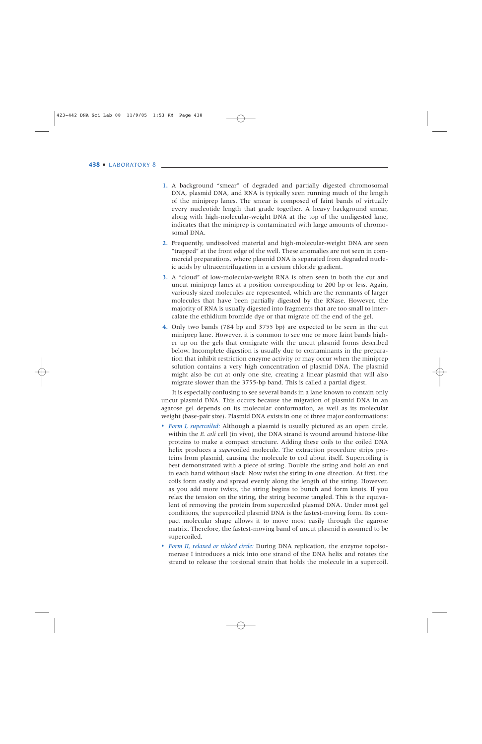1. A background "smear" of degraded and partially digested chromosomal DNA, plasmid DNA, and RNA is typically seen running much of the length of the miniprep lanes. The smear is composed of faint bands of virtually every nucleotide length that grade together. A heavy background smear, along with high-molecular-weight DNA at the top of the undigested lane, indicates that the miniprep is contaminated with large amounts of chromosomal DNA.
2. Frequently, undissolved material and high-molecular-weight DNA are seen "trapped" at the front edge of the well. These anomalies are not seen in commercial preparations, where plasmid DNA is separated from degraded nucleic acids by ultracentrifugation in a cesium chloride gradient.
3. A "cloud" of low-molecular-weight RNA is often seen in both the cut and uncut miniprep lanes at a position corresponding to 200 bp or less. Again, variously sized molecules are represented, which are the remnants of larger molecules that have been partially digested by the RNase. However, the majority of RNA is usually digested into fragments that are too small to intercalate the ethidium bromide dye or that migrate off the end of the gel.
4. Only two bands (784 bp and 3755 bp) are expected to be seen in the cut miniprep lane. However, it is common to see one or more faint bands higher up on the gels that comigrate with the uncut plasmid forms described below. Incomplete digestion is usually due to contaminants in the preparation that inhibit restriction enzyme activity or may occur when the miniprep solution contains a very high concentration of plasmid DNA. The plasmid might also be cut at only one site, creating a linear plasmid that will also migrate slower than the 3755-bp band. This is called a partial digest.

It is especially confusing to see several bands in a lane known to contain only uncut plasmid DNA. This occurs because the migration of plasmid DNA in an agarose gel depends on its molecular conformation, as well as its molecular weight (base-pair size). Plasmid DNA exists in one of three major conformations:

- *Form I, supercoiled:* Although a plasmid is usually pictured as an open circle, within the *E. coli* cell (in vivo), the DNA strand is wound around histone-like proteins to make a compact structure. Adding these coils to the coiled DNA helix produces a *super*coiled molecule. The extraction procedure strips proteins from plasmid, causing the molecule to coil about itself. Supercoiling is best demonstrated with a piece of string. Double the string and hold an end in each hand without slack. Now twist the string in one direction. At first, the coils form easily and spread evenly along the length of the string. However, as you add more twists, the string begins to bunch and form knots. If you relax the tension on the string, the string become tangled. This is the equivalent of removing the protein from supercoiled plasmid DNA. Under most gel conditions, the supercoiled plasmid DNA is the fastest-moving form. Its compact molecular shape allows it to move most easily through the agarose matrix. Therefore, the fastest-moving band of uncut plasmid is assumed to be supercoiled.
- *Form II, relaxed or nicked circle:* During DNA replication, the enzyme topoisomerase I introduces a nick into one strand of the DNA helix and rotates the strand to release the torsional strain that holds the molecule in a supercoil.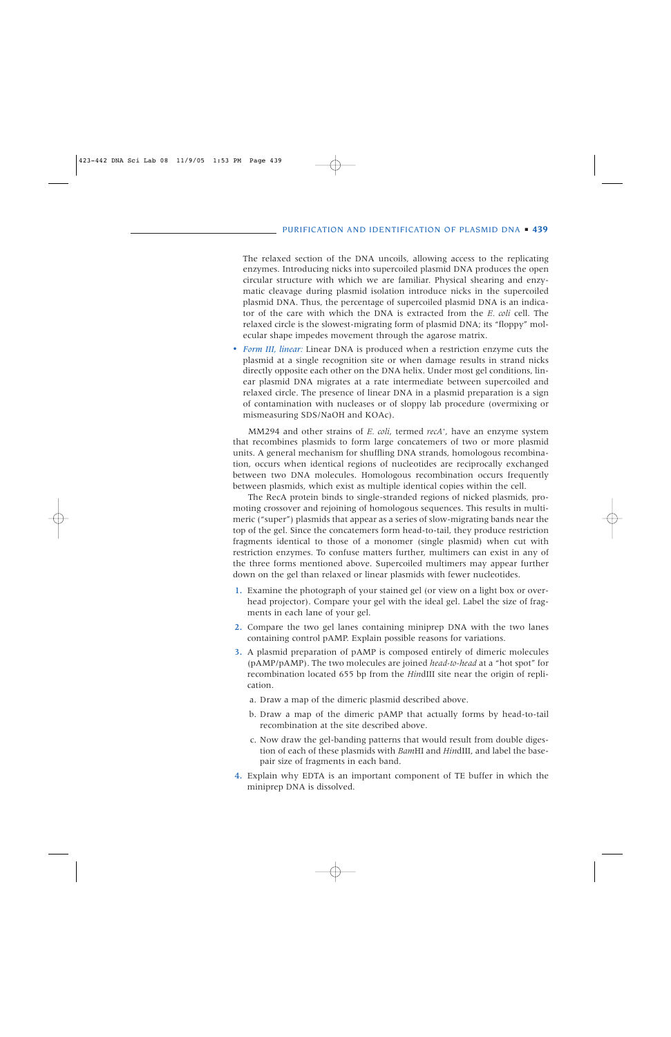The relaxed section of the DNA uncoils, allowing access to the replicating enzymes. Introducing nicks into supercoiled plasmid DNA produces the open circular structure with which we are familiar. Physical shearing and enzymatic cleavage during plasmid isolation introduce nicks in the supercoiled plasmid DNA. Thus, the percentage of supercoiled plasmid DNA is an indicator of the care with which the DNA is extracted from the *E. coli* cell. The relaxed circle is the slowest-migrating form of plasmid DNA; its "floppy" molecular shape impedes movement through the agarose matrix.

- *Form III, linear:* Linear DNA is produced when a restriction enzyme cuts the plasmid at a single recognition site or when damage results in strand nicks directly opposite each other on the DNA helix. Under most gel conditions, linear plasmid DNA migrates at a rate intermediate between supercoiled and relaxed circle. The presence of linear DNA in a plasmid preparation is a sign of contamination with nucleases or of sloppy lab procedure (overmixing or mismeasuring SDS/NaOH and KOAc).

MM294 and other strains of *E. coli*, termed *recA*$^+$, have an enzyme system that recombines plasmids to form large concatemers of two or more plasmid units. A general mechanism for shuffling DNA strands, homologous recombination, occurs when identical regions of nucleotides are reciprocally exchanged between two DNA molecules. Homologous recombination occurs frequently between plasmids, which exist as multiple identical copies within the cell.

The RecA protein binds to single-stranded regions of nicked plasmids, promoting crossover and rejoining of homologous sequences. This results in multimeric ("super") plasmids that appear as a series of slow-migrating bands near the top of the gel. Since the concatemers form head-to-tail, they produce restriction fragments identical to those of a monomer (single plasmid) when cut with restriction enzymes. To confuse matters further, multimers can exist in any of the three forms mentioned above. Supercoiled multimers may appear further down on the gel than relaxed or linear plasmids with fewer nucleotides.

1. Examine the photograph of your stained gel (or view on a light box or overhead projector). Compare your gel with the ideal gel. Label the size of fragments in each lane of your gel.
2. Compare the two gel lanes containing miniprep DNA with the two lanes containing control pAMP. Explain possible reasons for variations.
3. A plasmid preparation of pAMP is composed entirely of dimeric molecules (pAMP/pAMP). The two molecules are joined *head-to-head* at a "hot spot" for recombination located 655 bp from the *Hin*dIII site near the origin of replication.
   a. Draw a map of the dimeric plasmid described above.
   b. Draw a map of the dimeric pAMP that actually forms by head-to-tail recombination at the site described above.
   c. Now draw the gel-banding patterns that would result from double digestion of each of these plasmids with *Bam*HI and *Hin*dIII, and label the base-pair size of fragments in each band.
4. Explain why EDTA is an important component of TE buffer in which the miniprep DNA is dissolved.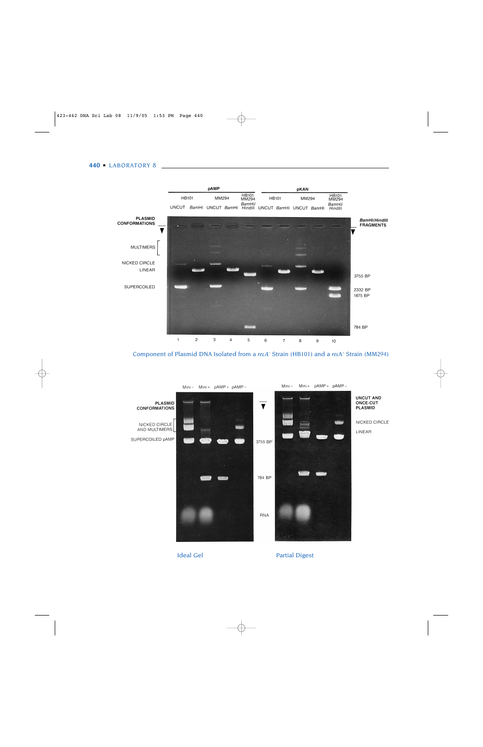| | pAMP | | | | | pKAN | | | | |
|---|---|---|---|---|---|---|---|---|---|---|
| | HB101 | | MM294 | | HB101 MM294 | HB101 | | MM294 | | HB101 MM294 |
| | UNCUT | *BamHI* | UNCUT | *BamHI* | *BamHI/HindIII* | UNCUT | *BamHI* | UNCUT | *BamHI* | *BamHI/HindIII* |
| Lane | 1 | 2 | 3 | 4 | 5 | 6 | 7 | 8 | 9 | 10 |

PLASMID CONFORMATIONS: MULTIMERS, NICKED CIRCLE, LINEAR, SUPERCOILED

*BamHI/HindIII* FRAGMENTS: 3755 BP, 2332 BP, 1875 BP, 784 BP

Component of Plasmid DNA Isolated from a *recA*⁻ Strain (HB101) and a *recA*⁺ Strain (MM294)

Lanes: Mini –, Mini +, pAMP +, pAMP –

PLASMID CONFORMATIONS: NICKED CIRCLE AND MULTIMERS, SUPERCOILED pAMP

3755 BP, 784 BP, RNA

UNCUT AND ONCE-CUT PLASMID: NICKED CIRCLE, LINEAR

Ideal Gel

Partial Digest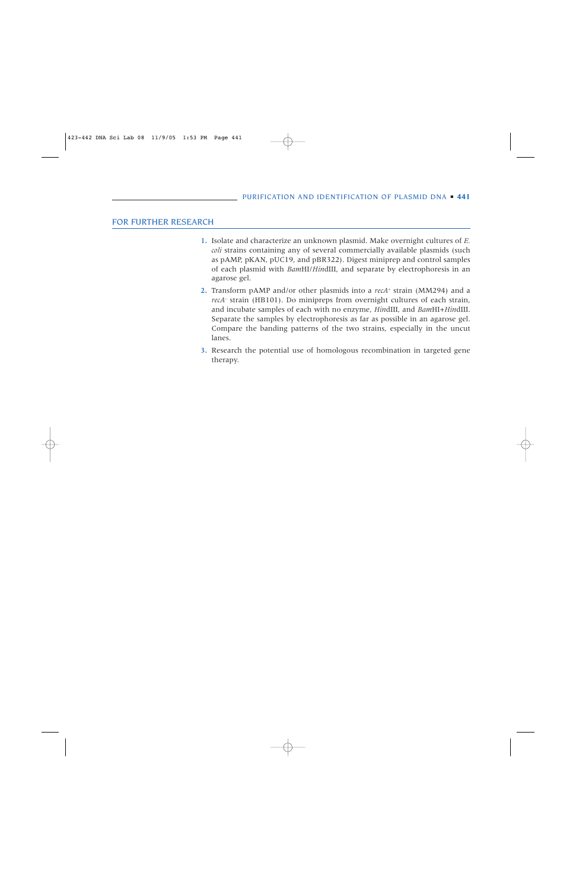## FOR FURTHER RESEARCH

1. Isolate and characterize an unknown plasmid. Make overnight cultures of *E. coli* strains containing any of several commercially available plasmids (such as pAMP, pKAN, pUC19, and pBR322). Digest miniprep and control samples of each plasmid with *Bam*HI/*Hin*dIII, and separate by electrophoresis in an agarose gel.
2. Transform pAMP and/or other plasmids into a *recA*$^{+}$ strain (MM294) and a *recA*$^{-}$ strain (HB101). Do minipreps from overnight cultures of each strain, and incubate samples of each with no enzyme, *Hin*dIII, and *Bam*HI+*Hin*dIII. Separate the samples by electrophoresis as far as possible in an agarose gel. Compare the banding patterns of the two strains, especially in the uncut lanes.
3. Research the potential use of homologous recombination in targeted gene therapy.